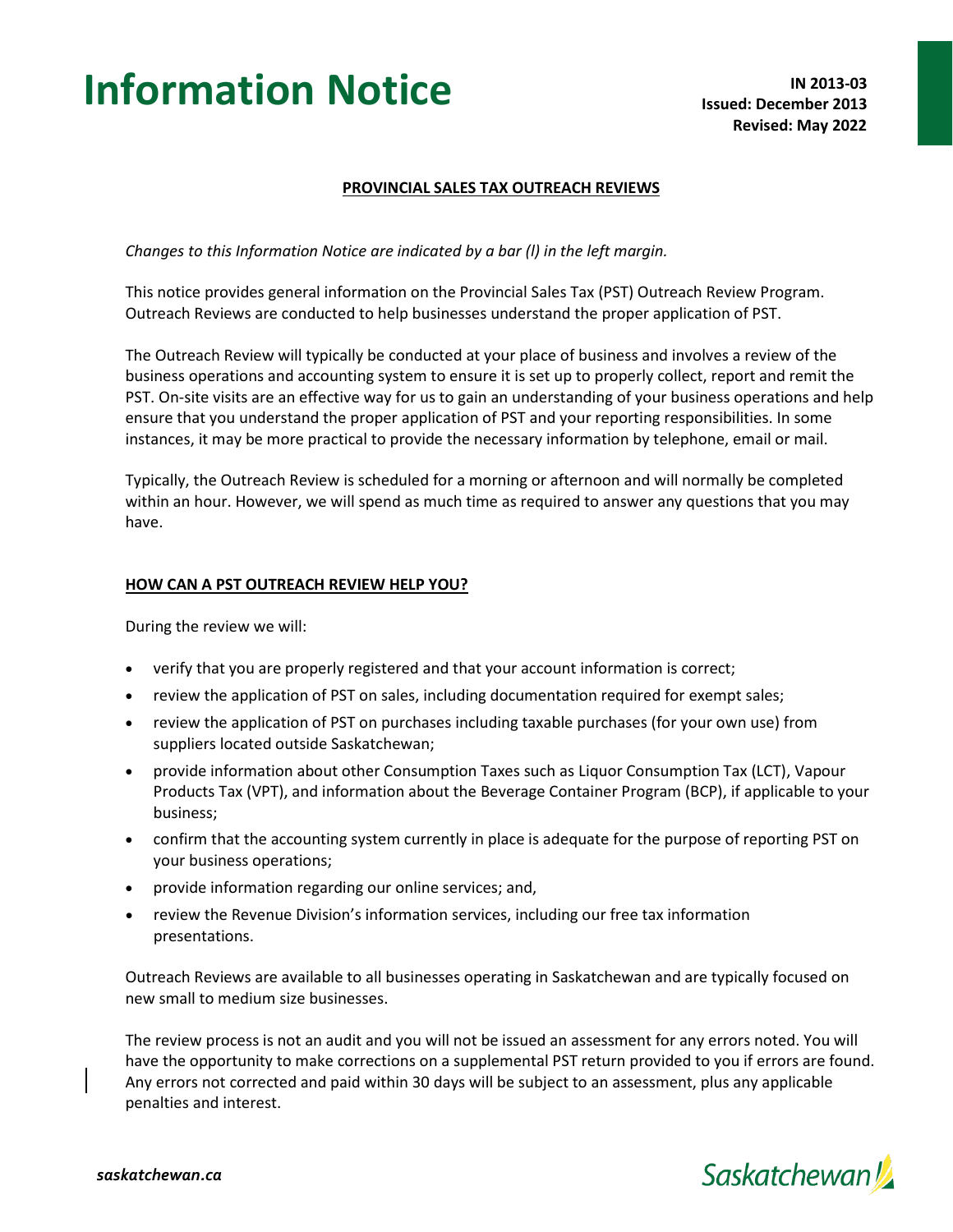# Information Notice

**IN 2013-03**
**Issued: December 2013**
**Revised: May 2022**

## PROVINCIAL SALES TAX OUTREACH REVIEWS

*Changes to this Information Notice are indicated by a bar (l) in the left margin.*

This notice provides general information on the Provincial Sales Tax (PST) Outreach Review Program. Outreach Reviews are conducted to help businesses understand the proper application of PST.

The Outreach Review will typically be conducted at your place of business and involves a review of the business operations and accounting system to ensure it is set up to properly collect, report and remit the PST. On-site visits are an effective way for us to gain an understanding of your business operations and help ensure that you understand the proper application of PST and your reporting responsibilities. In some instances, it may be more practical to provide the necessary information by telephone, email or mail.

Typically, the Outreach Review is scheduled for a morning or afternoon and will normally be completed within an hour. However, we will spend as much time as required to answer any questions that you may have.

### HOW CAN A PST OUTREACH REVIEW HELP YOU?

During the review we will:

- verify that you are properly registered and that your account information is correct;
- review the application of PST on sales, including documentation required for exempt sales;
- review the application of PST on purchases including taxable purchases (for your own use) from suppliers located outside Saskatchewan;
- provide information about other Consumption Taxes such as Liquor Consumption Tax (LCT), Vapour Products Tax (VPT), and information about the Beverage Container Program (BCP), if applicable to your business;
- confirm that the accounting system currently in place is adequate for the purpose of reporting PST on your business operations;
- provide information regarding our online services; and,
- review the Revenue Division's information services, including our free tax information presentations.

Outreach Reviews are available to all businesses operating in Saskatchewan and are typically focused on new small to medium size businesses.

The review process is not an audit and you will not be issued an assessment for any errors noted. You will have the opportunity to make corrections on a supplemental PST return provided to you if errors are found. Any errors not corrected and paid within 30 days will be subject to an assessment, plus any applicable penalties and interest.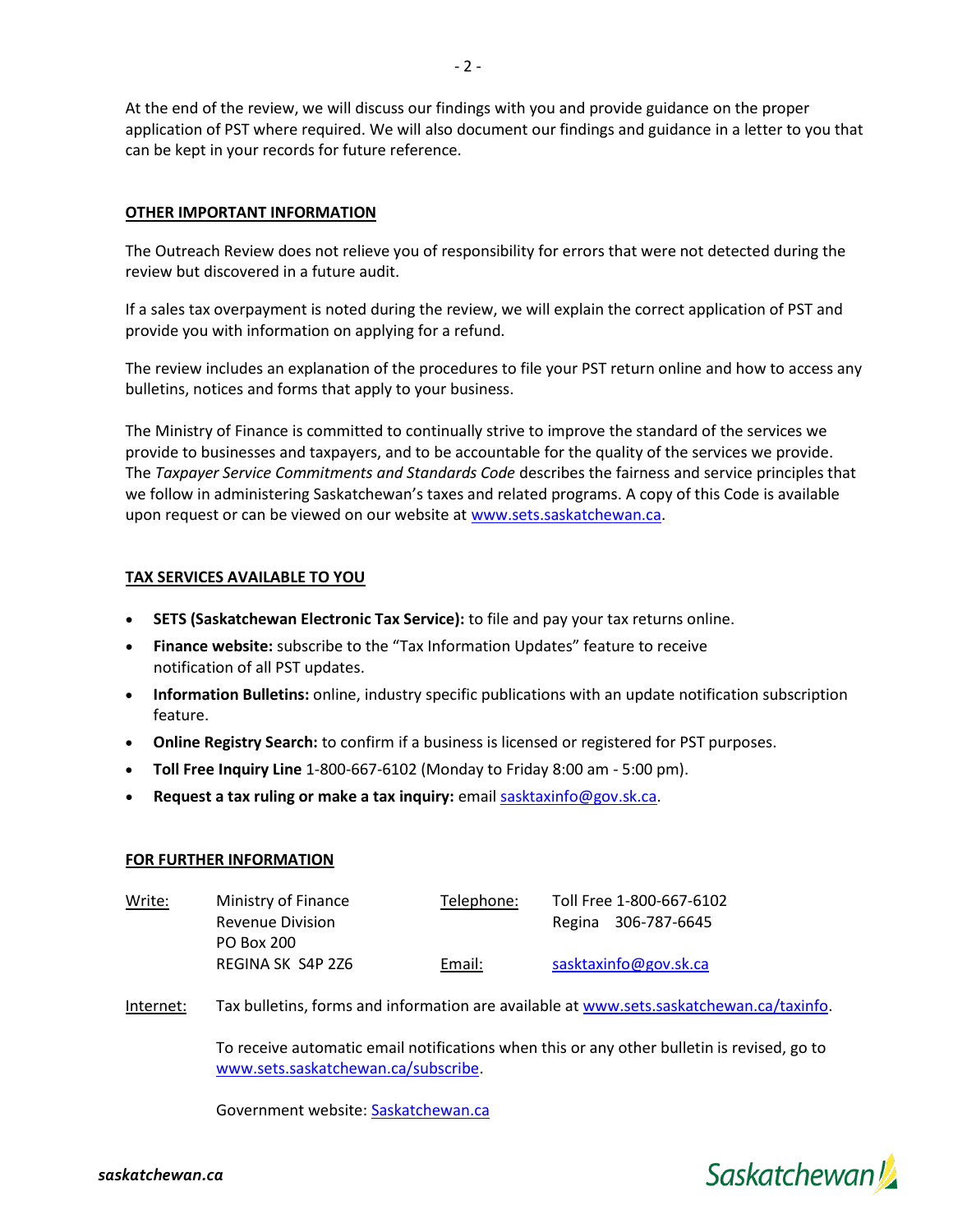At the end of the review, we will discuss our findings with you and provide guidance on the proper application of PST where required. We will also document our findings and guidance in a letter to you that can be kept in your records for future reference.

## OTHER IMPORTANT INFORMATION

The Outreach Review does not relieve you of responsibility for errors that were not detected during the review but discovered in a future audit.

If a sales tax overpayment is noted during the review, we will explain the correct application of PST and provide you with information on applying for a refund.

The review includes an explanation of the procedures to file your PST return online and how to access any bulletins, notices and forms that apply to your business.

The Ministry of Finance is committed to continually strive to improve the standard of the services we provide to businesses and taxpayers, and to be accountable for the quality of the services we provide. The *Taxpayer Service Commitments and Standards Code* describes the fairness and service principles that we follow in administering Saskatchewan's taxes and related programs. A copy of this Code is available upon request or can be viewed on our website at www.sets.saskatchewan.ca.

## TAX SERVICES AVAILABLE TO YOU

- **SETS (Saskatchewan Electronic Tax Service):** to file and pay your tax returns online.
- **Finance website:** subscribe to the "Tax Information Updates" feature to receive notification of all PST updates.
- **Information Bulletins:** online, industry specific publications with an update notification subscription feature.
- **Online Registry Search:** to confirm if a business is licensed or registered for PST purposes.
- **Toll Free Inquiry Line** 1-800-667-6102 (Monday to Friday 8:00 am - 5:00 pm).
- **Request a tax ruling or make a tax inquiry:** email sasktaxinfo@gov.sk.ca.

## FOR FURTHER INFORMATION

| | | | |
|---|---|---|---|
| Write: | Ministry of Finance<br>Revenue Division<br>PO Box 200<br>REGINA SK S4P 2Z6 | Telephone:<br><br><br>Email: | Toll Free 1-800-667-6102<br>Regina 306-787-6645<br><br>sasktaxinfo@gov.sk.ca |

Internet: Tax bulletins, forms and information are available at www.sets.saskatchewan.ca/taxinfo.

To receive automatic email notifications when this or any other bulletin is revised, go to www.sets.saskatchewan.ca/subscribe.

Government website: Saskatchewan.ca